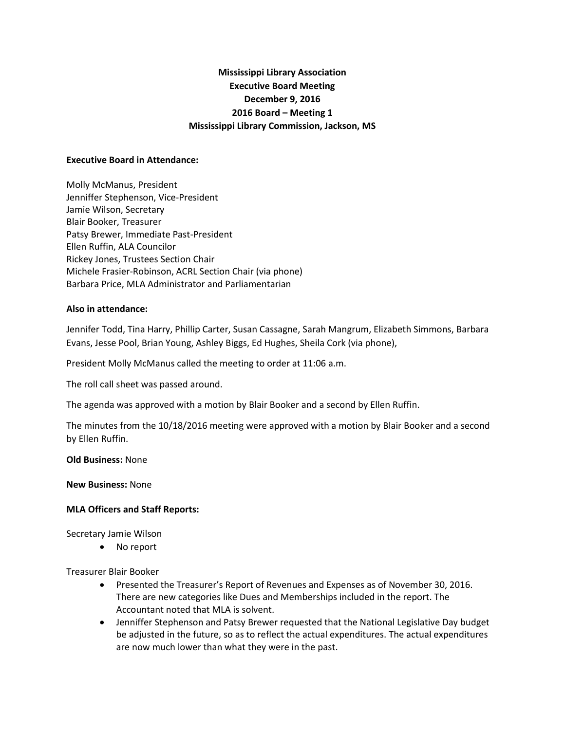**Mississippi Library Association**
**Executive Board Meeting**
**December 9, 2016**
**2016 Board – Meeting 1**
**Mississippi Library Commission, Jackson, MS**

**Executive Board in Attendance:**

Molly McManus, President
Jenniffer Stephenson, Vice-President
Jamie Wilson, Secretary
Blair Booker, Treasurer
Patsy Brewer, Immediate Past-President
Ellen Ruffin, ALA Councilor
Rickey Jones, Trustees Section Chair
Michele Frasier-Robinson, ACRL Section Chair (via phone)
Barbara Price, MLA Administrator and Parliamentarian

**Also in attendance:**

Jennifer Todd, Tina Harry, Phillip Carter, Susan Cassagne, Sarah Mangrum, Elizabeth Simmons, Barbara Evans, Jesse Pool, Brian Young, Ashley Biggs, Ed Hughes, Sheila Cork (via phone),

President Molly McManus called the meeting to order at 11:06 a.m.

The roll call sheet was passed around.

The agenda was approved with a motion by Blair Booker and a second by Ellen Ruffin.

The minutes from the 10/18/2016 meeting were approved with a motion by Blair Booker and a second by Ellen Ruffin.

**Old Business:** None

**New Business:** None

**MLA Officers and Staff Reports:**

Secretary Jamie Wilson

- No report

Treasurer Blair Booker

- Presented the Treasurer's Report of Revenues and Expenses as of November 30, 2016. There are new categories like Dues and Memberships included in the report. The Accountant noted that MLA is solvent.
- Jenniffer Stephenson and Patsy Brewer requested that the National Legislative Day budget be adjusted in the future, so as to reflect the actual expenditures. The actual expenditures are now much lower than what they were in the past.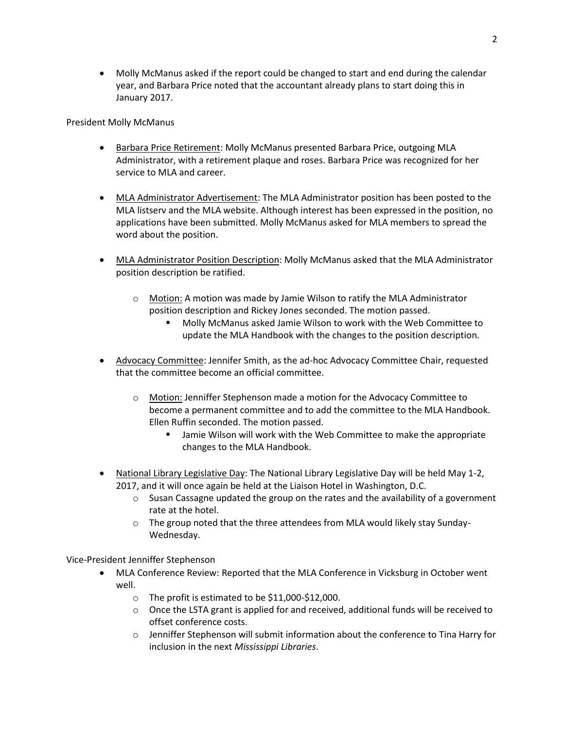- Molly McManus asked if the report could be changed to start and end during the calendar year, and Barbara Price noted that the accountant already plans to start doing this in January 2017.

President Molly McManus

- Barbara Price Retirement: Molly McManus presented Barbara Price, outgoing MLA Administrator, with a retirement plaque and roses. Barbara Price was recognized for her service to MLA and career.

- MLA Administrator Advertisement: The MLA Administrator position has been posted to the MLA listserv and the MLA website. Although interest has been expressed in the position, no applications have been submitted. Molly McManus asked for MLA members to spread the word about the position.

- MLA Administrator Position Description: Molly McManus asked that the MLA Administrator position description be ratified.

    - Motion: A motion was made by Jamie Wilson to ratify the MLA Administrator position description and Rickey Jones seconded. The motion passed.
        - Molly McManus asked Jamie Wilson to work with the Web Committee to update the MLA Handbook with the changes to the position description.

- Advocacy Committee: Jennifer Smith, as the ad-hoc Advocacy Committee Chair, requested that the committee become an official committee.

    - Motion: Jenniffer Stephenson made a motion for the Advocacy Committee to become a permanent committee and to add the committee to the MLA Handbook. Ellen Ruffin seconded. The motion passed.
        - Jamie Wilson will work with the Web Committee to make the appropriate changes to the MLA Handbook.

- National Library Legislative Day: The National Library Legislative Day will be held May 1-2, 2017, and it will once again be held at the Liaison Hotel in Washington, D.C.
    - Susan Cassagne updated the group on the rates and the availability of a government rate at the hotel.
    - The group noted that the three attendees from MLA would likely stay Sunday-Wednesday.

Vice-President Jenniffer Stephenson

- MLA Conference Review: Reported that the MLA Conference in Vicksburg in October went well.
    - The profit is estimated to be $11,000-$12,000.
    - Once the LSTA grant is applied for and received, additional funds will be received to offset conference costs.
    - Jenniffer Stephenson will submit information about the conference to Tina Harry for inclusion in the next *Mississippi Libraries*.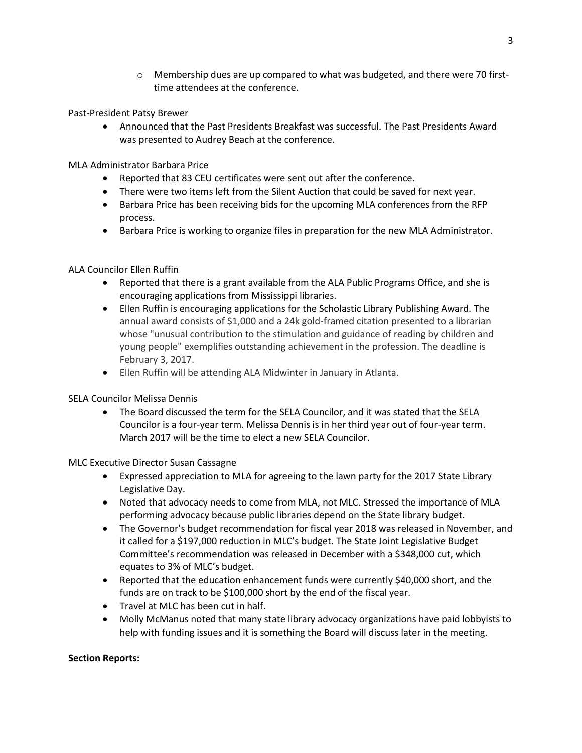- Membership dues are up compared to what was budgeted, and there were 70 first-time attendees at the conference.

Past-President Patsy Brewer

- Announced that the Past Presidents Breakfast was successful. The Past Presidents Award was presented to Audrey Beach at the conference.

MLA Administrator Barbara Price

- Reported that 83 CEU certificates were sent out after the conference.
- There were two items left from the Silent Auction that could be saved for next year.
- Barbara Price has been receiving bids for the upcoming MLA conferences from the RFP process.
- Barbara Price is working to organize files in preparation for the new MLA Administrator.

ALA Councilor Ellen Ruffin

- Reported that there is a grant available from the ALA Public Programs Office, and she is encouraging applications from Mississippi libraries.
- Ellen Ruffin is encouraging applications for the Scholastic Library Publishing Award. The annual award consists of $1,000 and a 24k gold-framed citation presented to a librarian whose "unusual contribution to the stimulation and guidance of reading by children and young people" exemplifies outstanding achievement in the profession. The deadline is February 3, 2017.
- Ellen Ruffin will be attending ALA Midwinter in January in Atlanta.

SELA Councilor Melissa Dennis

- The Board discussed the term for the SELA Councilor, and it was stated that the SELA Councilor is a four-year term. Melissa Dennis is in her third year out of four-year term. March 2017 will be the time to elect a new SELA Councilor.

MLC Executive Director Susan Cassagne

- Expressed appreciation to MLA for agreeing to the lawn party for the 2017 State Library Legislative Day.
- Noted that advocacy needs to come from MLA, not MLC. Stressed the importance of MLA performing advocacy because public libraries depend on the State library budget.
- The Governor's budget recommendation for fiscal year 2018 was released in November, and it called for a $197,000 reduction in MLC's budget. The State Joint Legislative Budget Committee's recommendation was released in December with a $348,000 cut, which equates to 3% of MLC's budget.
- Reported that the education enhancement funds were currently $40,000 short, and the funds are on track to be $100,000 short by the end of the fiscal year.
- Travel at MLC has been cut in half.
- Molly McManus noted that many state library advocacy organizations have paid lobbyists to help with funding issues and it is something the Board will discuss later in the meeting.

**Section Reports:**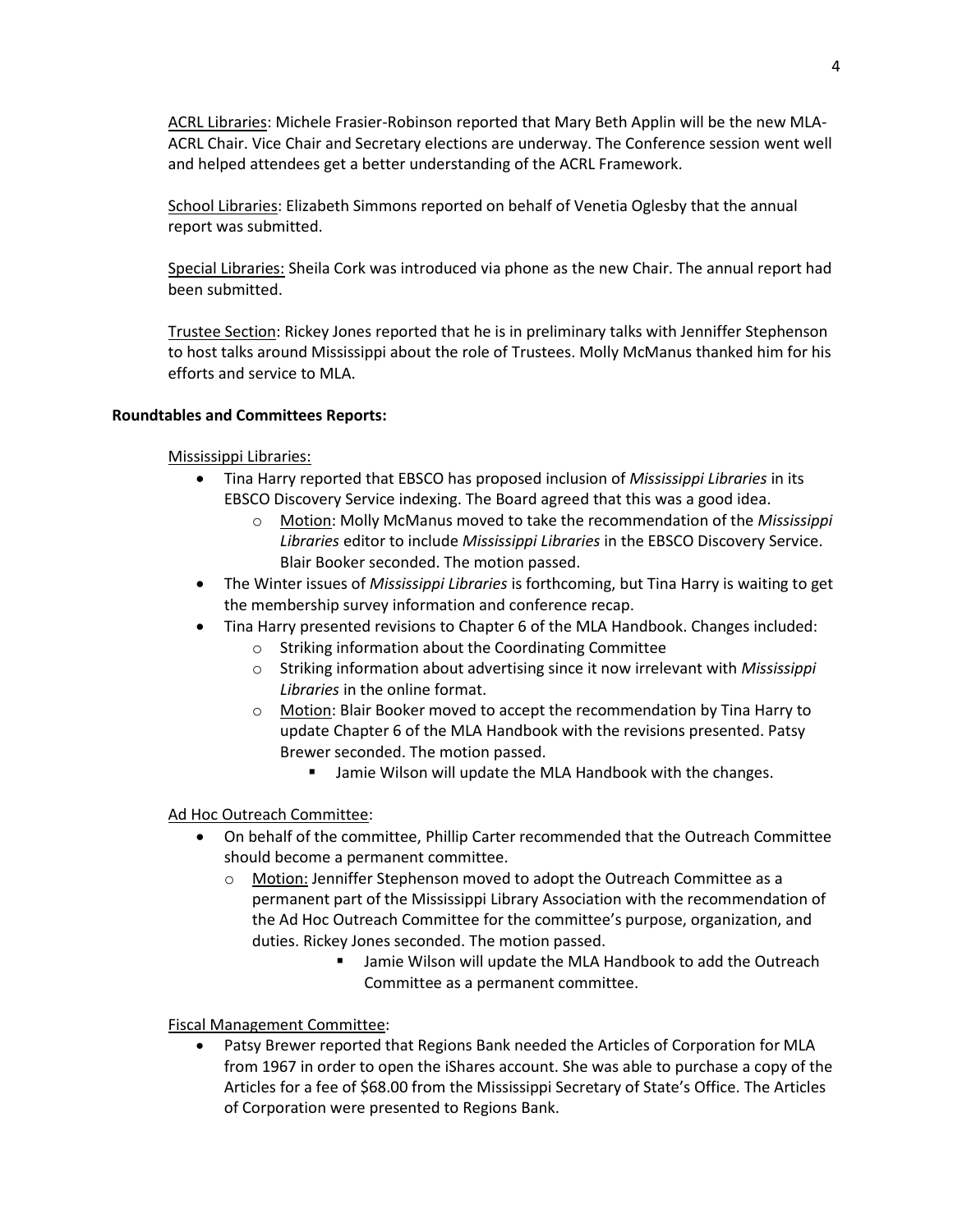ACRL Libraries: Michele Frasier-Robinson reported that Mary Beth Applin will be the new MLA-ACRL Chair. Vice Chair and Secretary elections are underway. The Conference session went well and helped attendees get a better understanding of the ACRL Framework.

School Libraries: Elizabeth Simmons reported on behalf of Venetia Oglesby that the annual report was submitted.

Special Libraries: Sheila Cork was introduced via phone as the new Chair. The annual report had been submitted.

Trustee Section: Rickey Jones reported that he is in preliminary talks with Jenniffer Stephenson to host talks around Mississippi about the role of Trustees. Molly McManus thanked him for his efforts and service to MLA.

**Roundtables and Committees Reports:**

Mississippi Libraries:

- Tina Harry reported that EBSCO has proposed inclusion of *Mississippi Libraries* in its EBSCO Discovery Service indexing. The Board agreed that this was a good idea.
  - Motion: Molly McManus moved to take the recommendation of the *Mississippi Libraries* editor to include *Mississippi Libraries* in the EBSCO Discovery Service. Blair Booker seconded. The motion passed.
- The Winter issues of *Mississippi Libraries* is forthcoming, but Tina Harry is waiting to get the membership survey information and conference recap.
- Tina Harry presented revisions to Chapter 6 of the MLA Handbook. Changes included:
  - Striking information about the Coordinating Committee
  - Striking information about advertising since it now irrelevant with *Mississippi Libraries* in the online format.
  - Motion: Blair Booker moved to accept the recommendation by Tina Harry to update Chapter 6 of the MLA Handbook with the revisions presented. Patsy Brewer seconded. The motion passed.
    - Jamie Wilson will update the MLA Handbook with the changes.

Ad Hoc Outreach Committee:

- On behalf of the committee, Phillip Carter recommended that the Outreach Committee should become a permanent committee.
  - Motion: Jenniffer Stephenson moved to adopt the Outreach Committee as a permanent part of the Mississippi Library Association with the recommendation of the Ad Hoc Outreach Committee for the committee's purpose, organization, and duties. Rickey Jones seconded. The motion passed.
    - Jamie Wilson will update the MLA Handbook to add the Outreach Committee as a permanent committee.

Fiscal Management Committee:

- Patsy Brewer reported that Regions Bank needed the Articles of Corporation for MLA from 1967 in order to open the iShares account. She was able to purchase a copy of the Articles for a fee of $68.00 from the Mississippi Secretary of State's Office. The Articles of Corporation were presented to Regions Bank.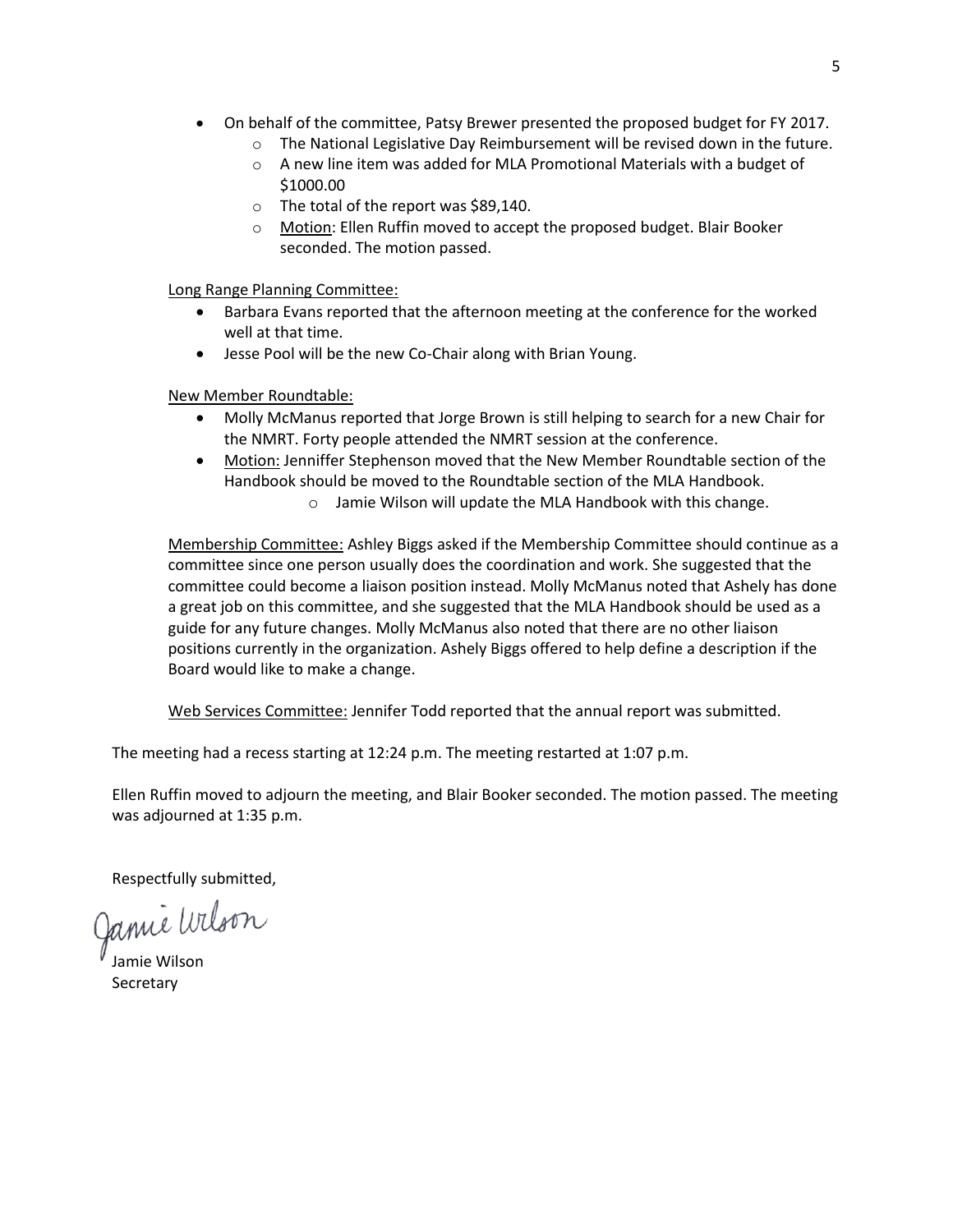- On behalf of the committee, Patsy Brewer presented the proposed budget for FY 2017.
  - The National Legislative Day Reimbursement will be revised down in the future.
  - A new line item was added for MLA Promotional Materials with a budget of $1000.00
  - The total of the report was $89,140.
  - Motion: Ellen Ruffin moved to accept the proposed budget. Blair Booker seconded. The motion passed.

Long Range Planning Committee:

- Barbara Evans reported that the afternoon meeting at the conference for the worked well at that time.
- Jesse Pool will be the new Co-Chair along with Brian Young.

New Member Roundtable:

- Molly McManus reported that Jorge Brown is still helping to search for a new Chair for the NMRT. Forty people attended the NMRT session at the conference.
- Motion: Jenniffer Stephenson moved that the New Member Roundtable section of the Handbook should be moved to the Roundtable section of the MLA Handbook.
  - Jamie Wilson will update the MLA Handbook with this change.

Membership Committee: Ashley Biggs asked if the Membership Committee should continue as a committee since one person usually does the coordination and work. She suggested that the committee could become a liaison position instead. Molly McManus noted that Ashely has done a great job on this committee, and she suggested that the MLA Handbook should be used as a guide for any future changes. Molly McManus also noted that there are no other liaison positions currently in the organization. Ashely Biggs offered to help define a description if the Board would like to make a change.

Web Services Committee: Jennifer Todd reported that the annual report was submitted.

The meeting had a recess starting at 12:24 p.m. The meeting restarted at 1:07 p.m.

Ellen Ruffin moved to adjourn the meeting, and Blair Booker seconded. The motion passed. The meeting was adjourned at 1:35 p.m.

Respectfully submitted,

Jamie Wilson

Jamie Wilson
Secretary